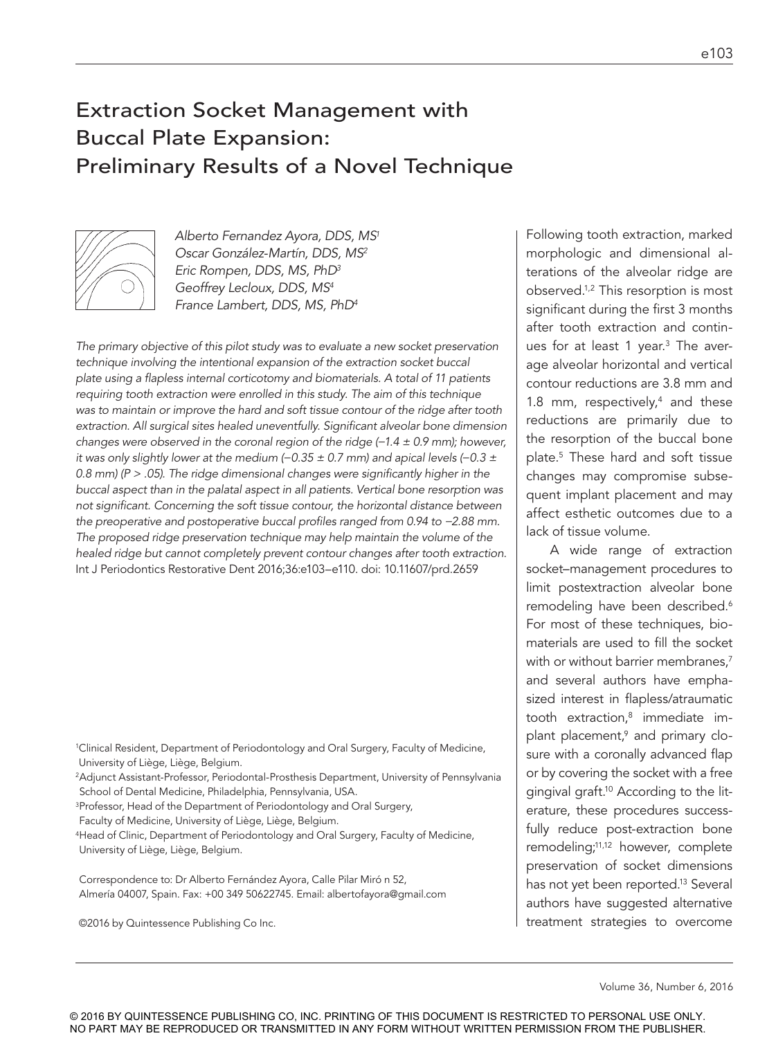# Extraction Socket Management with Buccal Plate Expansion: Preliminary Results of a Novel Technique

*Alberto Fernandez Ayora, DDS, MS*[1]
*Oscar González-Martín, DDS, MS*[2]
*Eric Rompen, DDS, MS, PhD*[3]
*Geoffrey Lecloux, DDS, MS*[4]
*France Lambert, DDS, MS, PhD*[4]

*The primary objective of this pilot study was to evaluate a new socket preservation technique involving the intentional expansion of the extraction socket buccal plate using a flapless internal corticotomy and biomaterials. A total of 11 patients requiring tooth extraction were enrolled in this study. The aim of this technique was to maintain or improve the hard and soft tissue contour of the ridge after tooth extraction. All surgical sites healed uneventfully. Significant alveolar bone dimension changes were observed in the coronal region of the ridge (–1.4 ± 0.9 mm); however, it was only slightly lower at the medium (–0.35 ± 0.7 mm) and apical levels (–0.3 ± 0.8 mm) (P > .05). The ridge dimensional changes were significantly higher in the buccal aspect than in the palatal aspect in all patients. Vertical bone resorption was not significant. Concerning the soft tissue contour, the horizontal distance between the preoperative and postoperative buccal profiles ranged from 0.94 to –2.88 mm. The proposed ridge preservation technique may help maintain the volume of the healed ridge but cannot completely prevent contour changes after tooth extraction.*
Int J Periodontics Restorative Dent 2016;36:e103–e110. doi: 10.11607/prd.2659

[1]Clinical Resident, Department of Periodontology and Oral Surgery, Faculty of Medicine, University of Liège, Liège, Belgium.
[2]Adjunct Assistant-Professor, Periodontal-Prosthesis Department, University of Pennsylvania School of Dental Medicine, Philadelphia, Pennsylvania, USA.
[3]Professor, Head of the Department of Periodontology and Oral Surgery, Faculty of Medicine, University of Liège, Liège, Belgium.
[4]Head of Clinic, Department of Periodontology and Oral Surgery, Faculty of Medicine, University of Liège, Liège, Belgium.

Correspondence to: Dr Alberto Fernández Ayora, Calle Pilar Miró n 52, Almería 04007, Spain. Fax: +00 349 50622745. Email: albertofayora@gmail.com

©2016 by Quintessence Publishing Co Inc.

Following tooth extraction, marked morphologic and dimensional alterations of the alveolar ridge are observed.[1,2] This resorption is most significant during the first 3 months after tooth extraction and continues for at least 1 year.[3] The average alveolar horizontal and vertical contour reductions are 3.8 mm and 1.8 mm, respectively,[4] and these reductions are primarily due to the resorption of the buccal bone plate.[5] These hard and soft tissue changes may compromise subsequent implant placement and may affect esthetic outcomes due to a lack of tissue volume.

A wide range of extraction socket–management procedures to limit postextraction alveolar bone remodeling have been described.[6] For most of these techniques, biomaterials are used to fill the socket with or without barrier membranes,[7] and several authors have emphasized interest in flapless/atraumatic tooth extraction,[8] immediate implant placement,[9] and primary closure with a coronally advanced flap or by covering the socket with a free gingival graft.[10] According to the literature, these procedures successfully reduce post-extraction bone remodeling;[11,12] however, complete preservation of socket dimensions has not yet been reported.[13] Several authors have suggested alternative treatment strategies to overcome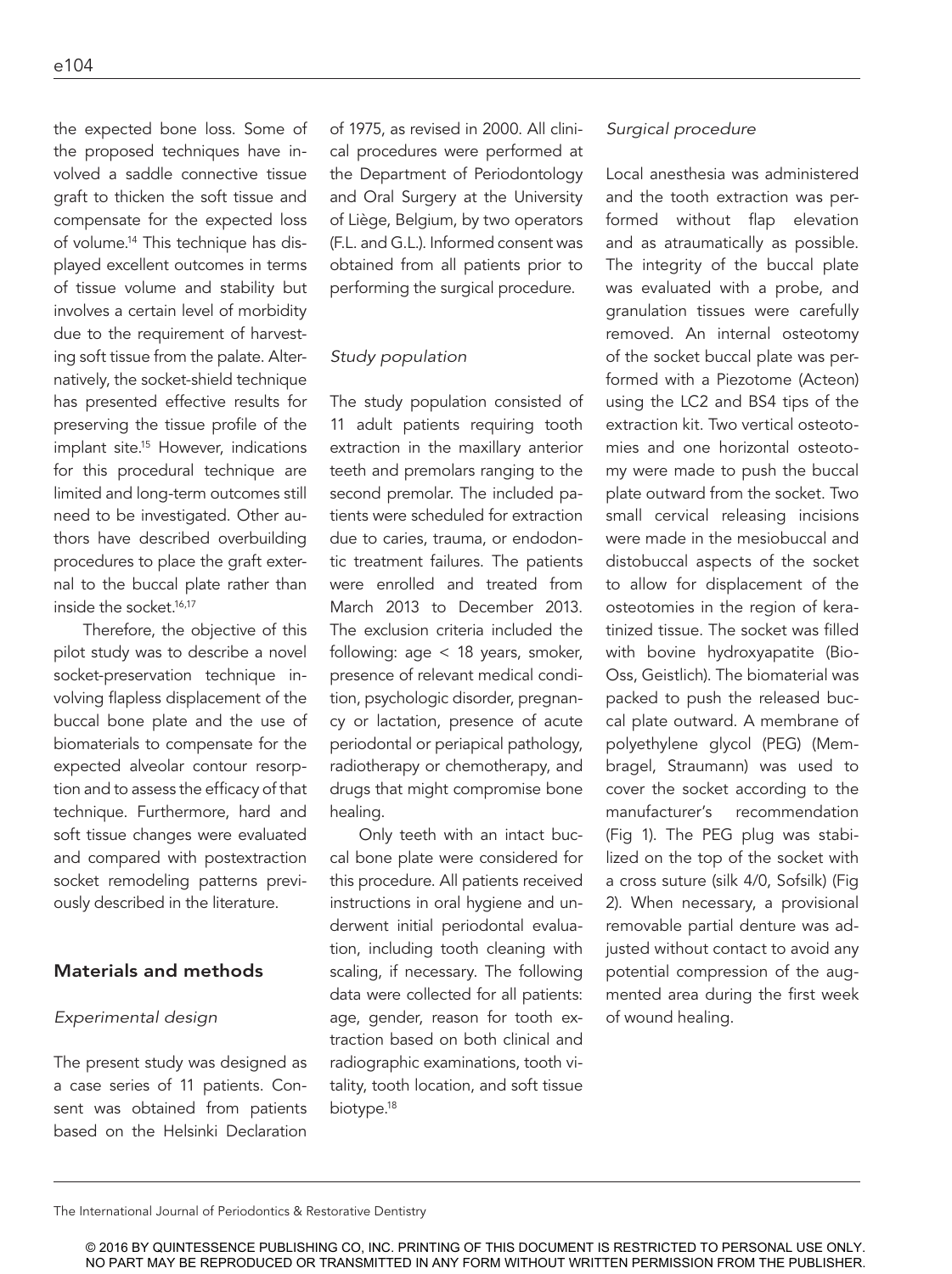the expected bone loss. Some of the proposed techniques have involved a saddle connective tissue graft to thicken the soft tissue and compensate for the expected loss of volume.[14] This technique has displayed excellent outcomes in terms of tissue volume and stability but involves a certain level of morbidity due to the requirement of harvesting soft tissue from the palate. Alternatively, the socket-shield technique has presented effective results for preserving the tissue profile of the implant site.[15] However, indications for this procedural technique are limited and long-term outcomes still need to be investigated. Other authors have described overbuilding procedures to place the graft external to the buccal plate rather than inside the socket.[16,17]

Therefore, the objective of this pilot study was to describe a novel socket-preservation technique involving flapless displacement of the buccal bone plate and the use of biomaterials to compensate for the expected alveolar contour resorption and to assess the efficacy of that technique. Furthermore, hard and soft tissue changes were evaluated and compared with postextraction socket remodeling patterns previously described in the literature.

## Materials and methods

### *Experimental design*

The present study was designed as a case series of 11 patients. Consent was obtained from patients based on the Helsinki Declaration of 1975, as revised in 2000. All clinical procedures were performed at the Department of Periodontology and Oral Surgery at the University of Liège, Belgium, by two operators (F.L. and G.L.). Informed consent was obtained from all patients prior to performing the surgical procedure.

### *Study population*

The study population consisted of 11 adult patients requiring tooth extraction in the maxillary anterior teeth and premolars ranging to the second premolar. The included patients were scheduled for extraction due to caries, trauma, or endodontic treatment failures. The patients were enrolled and treated from March 2013 to December 2013. The exclusion criteria included the following: age < 18 years, smoker, presence of relevant medical condition, psychologic disorder, pregnancy or lactation, presence of acute periodontal or periapical pathology, radiotherapy or chemotherapy, and drugs that might compromise bone healing.

Only teeth with an intact buccal bone plate were considered for this procedure. All patients received instructions in oral hygiene and underwent initial periodontal evaluation, including tooth cleaning with scaling, if necessary. The following data were collected for all patients: age, gender, reason for tooth extraction based on both clinical and radiographic examinations, tooth vitality, tooth location, and soft tissue biotype.[18]

### *Surgical procedure*

Local anesthesia was administered and the tooth extraction was performed without flap elevation and as atraumatically as possible. The integrity of the buccal plate was evaluated with a probe, and granulation tissues were carefully removed. An internal osteotomy of the socket buccal plate was performed with a Piezotome (Acteon) using the LC2 and BS4 tips of the extraction kit. Two vertical osteotomies and one horizontal osteotomy were made to push the buccal plate outward from the socket. Two small cervical releasing incisions were made in the mesiobuccal and distobuccal aspects of the socket to allow for displacement of the osteotomies in the region of keratinized tissue. The socket was filled with bovine hydroxyapatite (Bio-Oss, Geistlich). The biomaterial was packed to push the released buccal plate outward. A membrane of polyethylene glycol (PEG) (Membragel, Straumann) was used to cover the socket according to the manufacturer's recommendation (Fig 1). The PEG plug was stabilized on the top of the socket with a cross suture (silk 4/0, Sofsilk) (Fig 2). When necessary, a provisional removable partial denture was adjusted without contact to avoid any potential compression of the augmented area during the first week of wound healing.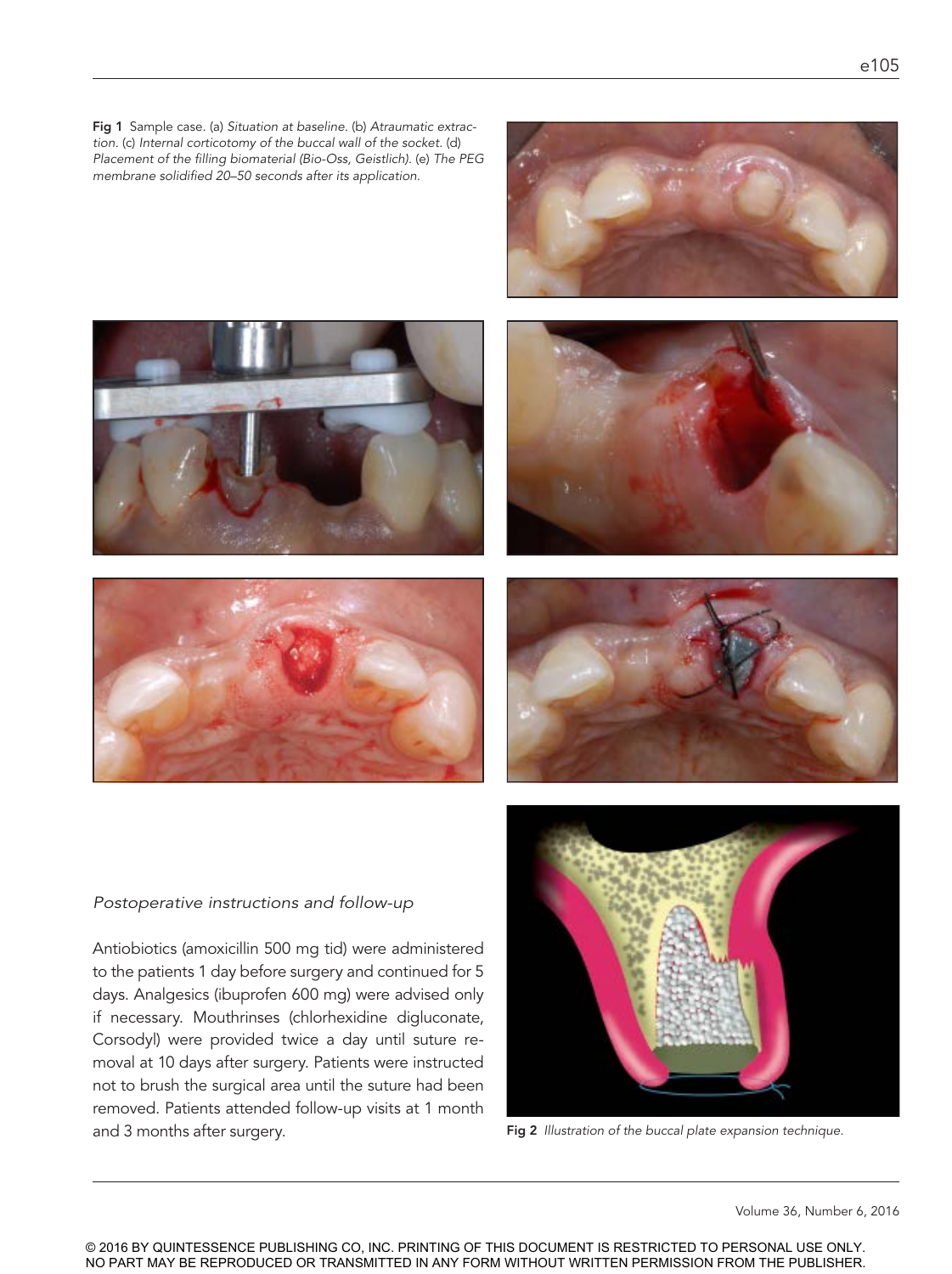Fig 1 Sample case. (a) *Situation at baseline.* (b) *Atraumatic extraction.* (c) *Internal corticotomy of the buccal wall of the socket.* (d) *Placement of the filling biomaterial (Bio-Oss, Geistlich).* (e) *The PEG membrane solidified 20–50 seconds after its application.*

### *Postoperative instructions and follow-up*

Antibiotics (amoxicillin 500 mg tid) were administered to the patients 1 day before surgery and continued for 5 days. Analgesics (ibuprofen 600 mg) were advised only if necessary. Mouthrinses (chlorhexidine digluconate, Corsodyl) were provided twice a day until suture removal at 10 days after surgery. Patients were instructed not to brush the surgical area until the suture had been removed. Patients attended follow-up visits at 1 month and 3 months after surgery.

**Fig 2** *Illustration of the buccal plate expansion technique.*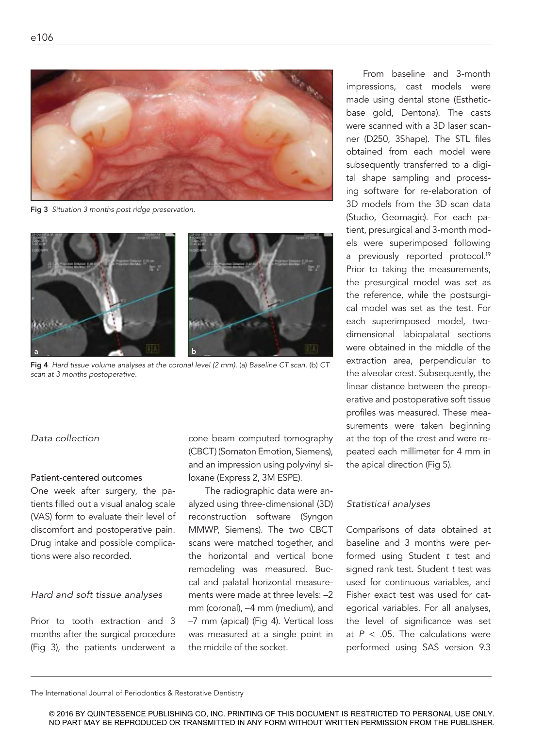Fig 3 *Situation 3 months post ridge preservation.*

Fig 4 *Hard tissue volume analyses at the coronal level (2 mm).* (a) *Baseline CT scan.* (b) *CT scan at 3 months postoperative.*

*Data collection*

**Patient-centered outcomes**

One week after surgery, the patients filled out a visual analog scale (VAS) form to evaluate their level of discomfort and postoperative pain. Drug intake and possible complications were also recorded.

*Hard and soft tissue analyses*

Prior to tooth extraction and 3 months after the surgical procedure (Fig 3), the patients underwent a cone beam computed tomography (CBCT) (Somaton Emotion, Siemens), and an impression using polyvinyl siloxane (Express 2, 3M ESPE).

The radiographic data were analyzed using three-dimensional (3D) reconstruction software (Syngon MMWP, Siemens). The two CBCT scans were matched together, and the horizontal and vertical bone remodeling was measured. Buccal and palatal horizontal measurements were made at three levels: –2 mm (coronal), –4 mm (medium), and –7 mm (apical) (Fig 4). Vertical loss was measured at a single point in the middle of the socket.

From baseline and 3-month impressions, cast models were made using dental stone (Esthetic-base gold, Dentona). The casts were scanned with a 3D laser scanner (D250, 3Shape). The STL files obtained from each model were subsequently transferred to a digital shape sampling and processing software for re-elaboration of 3D models from the 3D scan data (Studio, Geomagic). For each patient, presurgical and 3-month models were superimposed following a previously reported protocol.[19] Prior to taking the measurements, the presurgical model was set as the reference, while the postsurgical model was set as the test. For each superimposed model, two-dimensional labiopalatal sections were obtained in the middle of the extraction area, perpendicular to the alveolar crest. Subsequently, the linear distance between the preoperative and postoperative soft tissue profiles was measured. These measurements were taken beginning at the top of the crest and were repeated each millimeter for 4 mm in the apical direction (Fig 5).

*Statistical analyses*

Comparisons of data obtained at baseline and 3 months were performed using Student *t* test and signed rank test. Student *t* test was used for continuous variables, and Fisher exact test was used for categorical variables. For all analyses, the level of significance was set at $P < .05$. The calculations were performed using SAS version 9.3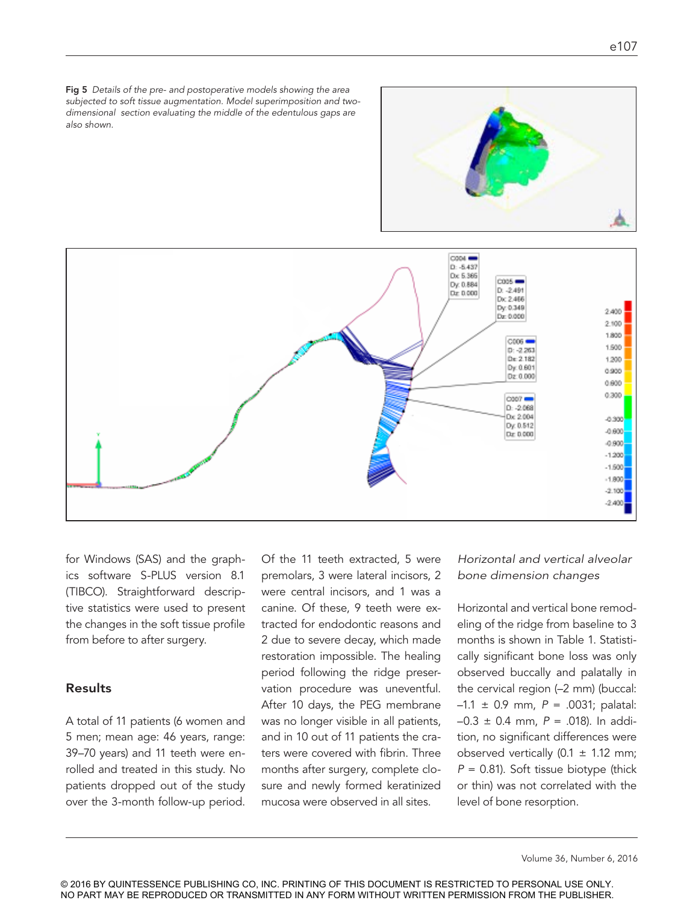Fig 5 *Details of the pre- and postoperative models showing the area subjected to soft tissue augmentation. Model superimposition and two-dimensional section evaluating the middle of the edentulous gaps are also shown.*

for Windows (SAS) and the graphics software S-PLUS version 8.1 (TIBCO). Straightforward descriptive statistics were used to present the changes in the soft tissue profile from before to after surgery.

## Results

A total of 11 patients (6 women and 5 men; mean age: 46 years, range: 39–70 years) and 11 teeth were enrolled and treated in this study. No patients dropped out of the study over the 3-month follow-up period. Of the 11 teeth extracted, 5 were premolars, 3 were lateral incisors, 2 were central incisors, and 1 was a canine. Of these, 9 teeth were extracted for endodontic reasons and 2 due to severe decay, which made restoration impossible. The healing period following the ridge preservation procedure was uneventful. After 10 days, the PEG membrane was no longer visible in all patients, and in 10 out of 11 patients the craters were covered with fibrin. Three months after surgery, complete closure and newly formed keratinized mucosa were observed in all sites.

### *Horizontal and vertical alveolar bone dimension changes*

Horizontal and vertical bone remodeling of the ridge from baseline to 3 months is shown in Table 1. Statistically significant bone loss was only observed buccally and palatally in the cervical region (–2 mm) (buccal: –1.1 ± 0.9 mm, $P$ = .0031; palatal: –0.3 ± 0.4 mm, $P$ = .018). In addition, no significant differences were observed vertically (0.1 ± 1.12 mm; $P$ = 0.81). Soft tissue biotype (thick or thin) was not correlated with the level of bone resorption.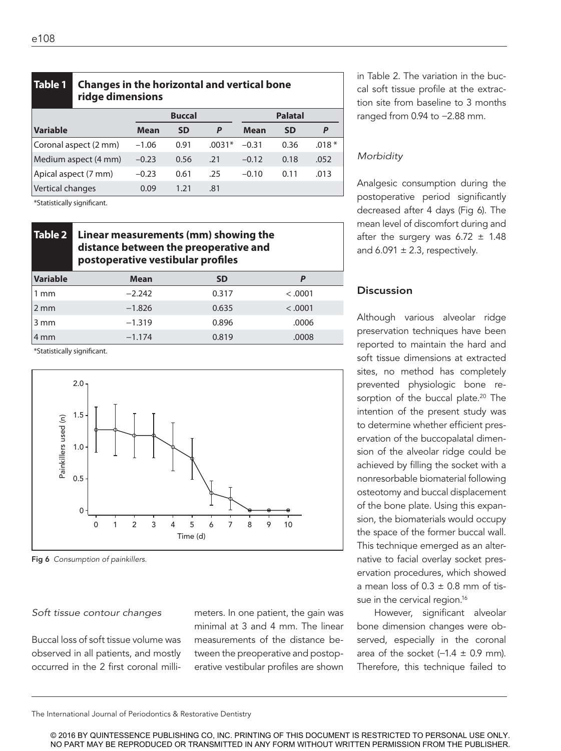**Table 1 Changes in the horizontal and vertical bone ridge dimensions**

| | Buccal | | | Palatal | | |
|---|---|---|---|---|---|---|
| Variable | Mean | SD | P | Mean | SD | P |
| Coronal aspect (2 mm) | −1.06 | 0.91 | .0031* | −0.31 | 0.36 | .018 * |
| Medium aspect (4 mm) | −0.23 | 0.56 | .21 | −0.12 | 0.18 | .052 |
| Apical aspect (7 mm) | −0.23 | 0.61 | .25 | −0.10 | 0.11 | .013 |
| Vertical changes | 0.09 | 1.21 | .81 | | | |

*Statistically significant.

**Table 2 Linear measurements (mm) showing the distance between the preoperative and postoperative vestibular profiles**

| Variable | Mean | SD | P |
|---|---|---|---|
| 1 mm | −2.242 | 0.317 | < .0001 |
| 2 mm | −1.826 | 0.635 | < .0001 |
| 3 mm | −1.319 | 0.896 | .0006 |
| 4 mm | −1.174 | 0.819 | .0008 |

*Statistically significant.

Fig 6 *Consumption of painkillers.*

*Soft tissue contour changes*

Buccal loss of soft tissue volume was observed in all patients, and mostly occurred in the 2 first coronal millimeters. In one patient, the gain was minimal at 3 and 4 mm. The linear measurements of the distance between the preoperative and postoperative vestibular profiles are shown in Table 2. The variation in the buccal soft tissue profile at the extraction site from baseline to 3 months ranged from 0.94 to −2.88 mm.

*Morbidity*

Analgesic consumption during the postoperative period significantly decreased after 4 days (Fig 6). The mean level of discomfort during and after the surgery was 6.72 ± 1.48 and 6.091 ± 2.3, respectively.

## Discussion

Although various alveolar ridge preservation techniques have been reported to maintain the hard and soft tissue dimensions at extracted sites, no method has completely prevented physiologic bone resorption of the buccal plate.[20] The intention of the present study was to determine whether efficient preservation of the buccopalatal dimension of the alveolar ridge could be achieved by filling the socket with a nonresorbable biomaterial following osteotomy and buccal displacement of the bone plate. Using this expansion, the biomaterials would occupy the space of the former buccal wall. This technique emerged as an alternative to facial overlay socket preservation procedures, which showed a mean loss of 0.3 ± 0.8 mm of tissue in the cervical region.[16]

However, significant alveolar bone dimension changes were observed, especially in the coronal area of the socket (−1.4 ± 0.9 mm). Therefore, this technique failed to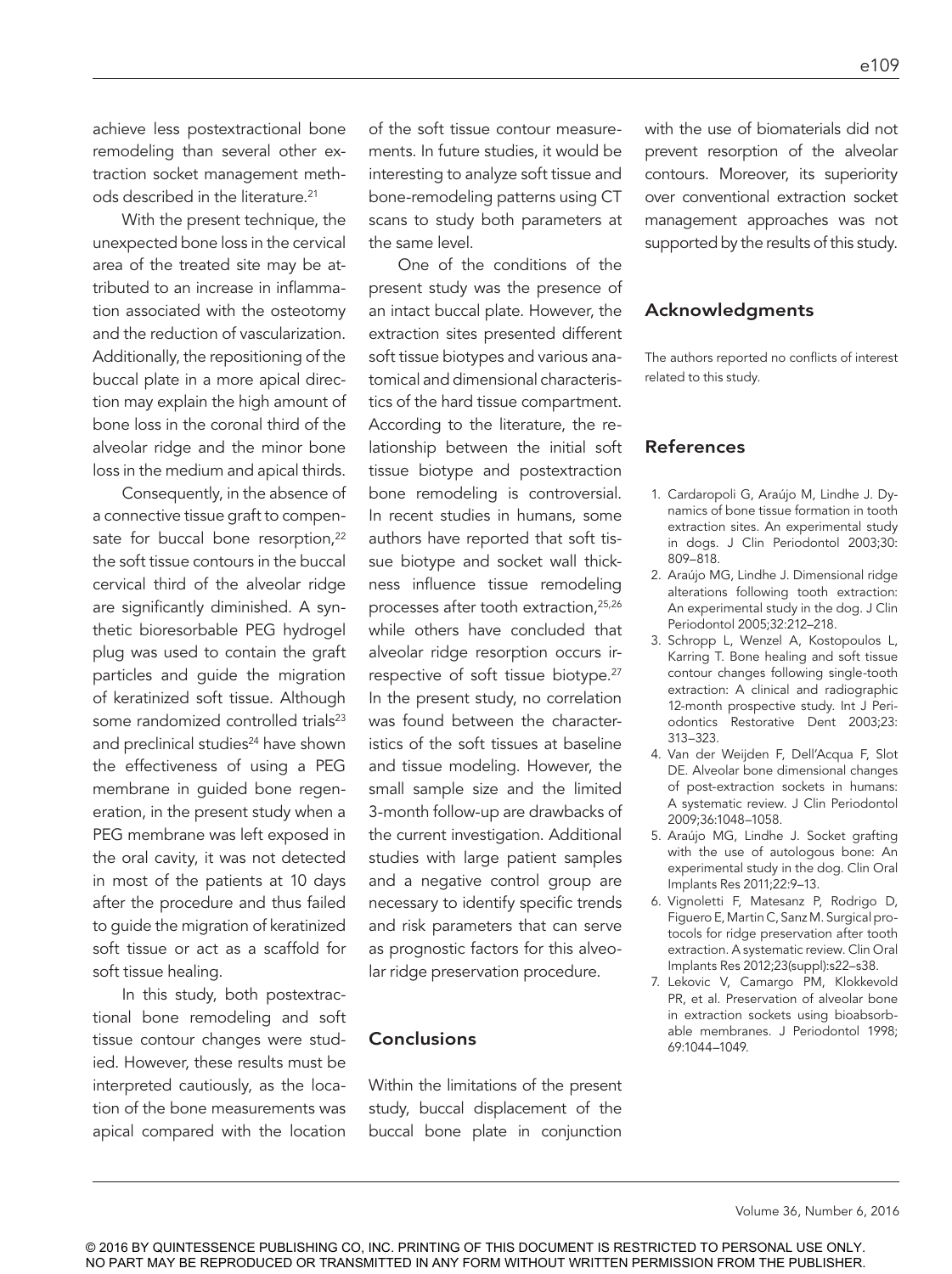achieve less postextractional bone remodeling than several other extraction socket management methods described in the literature.[21]

With the present technique, the unexpected bone loss in the cervical area of the treated site may be attributed to an increase in inflammation associated with the osteotomy and the reduction of vascularization. Additionally, the repositioning of the buccal plate in a more apical direction may explain the high amount of bone loss in the coronal third of the alveolar ridge and the minor bone loss in the medium and apical thirds.

Consequently, in the absence of a connective tissue graft to compensate for buccal bone resorption,[22] the soft tissue contours in the buccal cervical third of the alveolar ridge are significantly diminished. A synthetic bioresorbable PEG hydrogel plug was used to contain the graft particles and guide the migration of keratinized soft tissue. Although some randomized controlled trials[23] and preclinical studies[24] have shown the effectiveness of using a PEG membrane in guided bone regeneration, in the present study when a PEG membrane was left exposed in the oral cavity, it was not detected in most of the patients at 10 days after the procedure and thus failed to guide the migration of keratinized soft tissue or act as a scaffold for soft tissue healing.

In this study, both postextractional bone remodeling and soft tissue contour changes were studied. However, these results must be interpreted cautiously, as the location of the bone measurements was apical compared with the location of the soft tissue contour measurements. In future studies, it would be interesting to analyze soft tissue and bone-remodeling patterns using CT scans to study both parameters at the same level.

One of the conditions of the present study was the presence of an intact buccal plate. However, the extraction sites presented different soft tissue biotypes and various anatomical and dimensional characteristics of the hard tissue compartment. According to the literature, the relationship between the initial soft tissue biotype and postextraction bone remodeling is controversial. In recent studies in humans, some authors have reported that soft tissue biotype and socket wall thickness influence tissue remodeling processes after tooth extraction,[25,26] while others have concluded that alveolar ridge resorption occurs irrespective of soft tissue biotype.[27] In the present study, no correlation was found between the characteristics of the soft tissues at baseline and tissue modeling. However, the small sample size and the limited 3-month follow-up are drawbacks of the current investigation. Additional studies with large patient samples and a negative control group are necessary to identify specific trends and risk parameters that can serve as prognostic factors for this alveolar ridge preservation procedure.

## Conclusions

Within the limitations of the present study, buccal displacement of the buccal bone plate in conjunction with the use of biomaterials did not prevent resorption of the alveolar contours. Moreover, its superiority over conventional extraction socket management approaches was not supported by the results of this study.

## Acknowledgments

The authors reported no conflicts of interest related to this study.

## References

1. Cardaropoli G, Araújo M, Lindhe J. Dynamics of bone tissue formation in tooth extraction sites. An experimental study in dogs. J Clin Periodontol 2003;30:809–818.
2. Araújo MG, Lindhe J. Dimensional ridge alterations following tooth extraction: An experimental study in the dog. J Clin Periodontol 2005;32:212–218.
3. Schropp L, Wenzel A, Kostopoulos L, Karring T. Bone healing and soft tissue contour changes following single-tooth extraction: A clinical and radiographic 12-month prospective study. Int J Periodontics Restorative Dent 2003;23:313–323.
4. Van der Weijden F, Dell'Acqua F, Slot DE. Alveolar bone dimensional changes of post-extraction sockets in humans: A systematic review. J Clin Periodontol 2009;36:1048–1058.
5. Araújo MG, Lindhe J. Socket grafting with the use of autologous bone: An experimental study in the dog. Clin Oral Implants Res 2011;22:9–13.
6. Vignoletti F, Matesanz P, Rodrigo D, Figuero E, Martin C, Sanz M. Surgical protocols for ridge preservation after tooth extraction. A systematic review. Clin Oral Implants Res 2012;23(suppl):s22–s38.
7. Lekovic V, Camargo PM, Klokkevold PR, et al. Preservation of alveolar bone in extraction sockets using bioabsorbable membranes. J Periodontol 1998;69:1044–1049.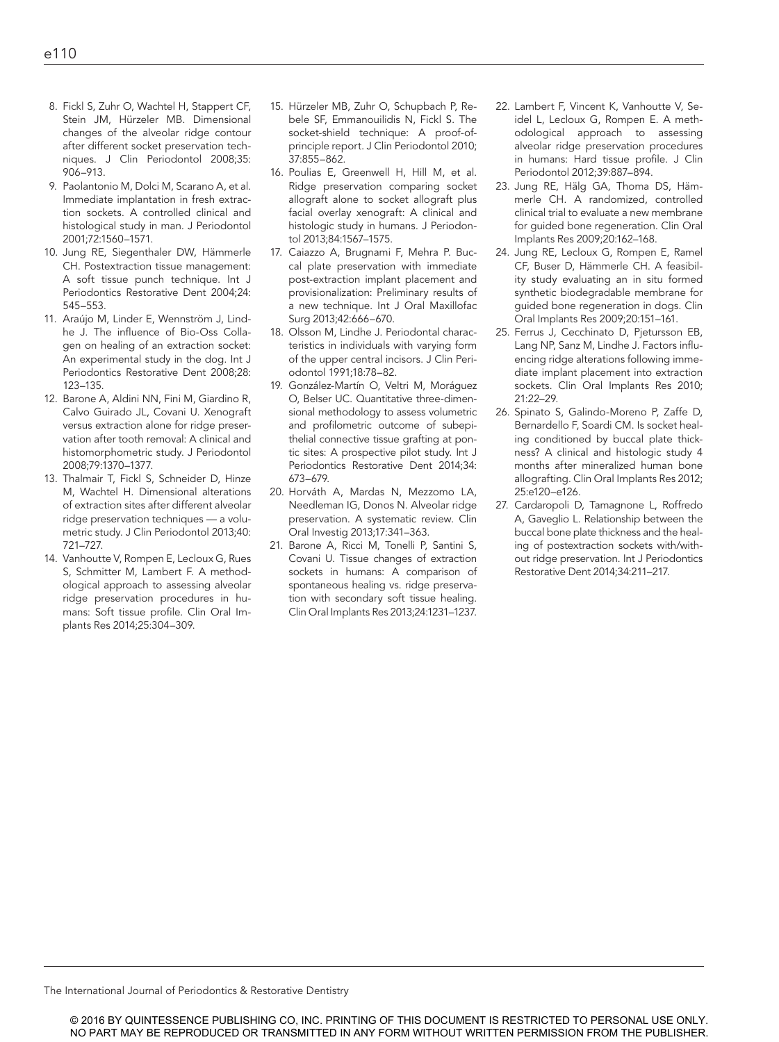8. Fickl S, Zuhr O, Wachtel H, Stappert CF, Stein JM, Hürzeler MB. Dimensional changes of the alveolar ridge contour after different socket preservation techniques. J Clin Periodontol 2008;35:906–913.
9. Paolantonio M, Dolci M, Scarano A, et al. Immediate implantation in fresh extraction sockets. A controlled clinical and histological study in man. J Periodontol 2001;72:1560–1571.
10. Jung RE, Siegenthaler DW, Hämmerle CH. Postextraction tissue management: A soft tissue punch technique. Int J Periodontics Restorative Dent 2004;24:545–553.
11. Araújo M, Linder E, Wennström J, Lindhe J. The influence of Bio-Oss Collagen on healing of an extraction socket: An experimental study in the dog. Int J Periodontics Restorative Dent 2008;28:123–135.
12. Barone A, Aldini NN, Fini M, Giardino R, Calvo Guirado JL, Covani U. Xenograft versus extraction alone for ridge preservation after tooth removal: A clinical and histomorphometric study. J Periodontol 2008;79:1370–1377.
13. Thalmair T, Fickl S, Schneider D, Hinze M, Wachtel H. Dimensional alterations of extraction sites after different alveolar ridge preservation techniques — a volumetric study. J Clin Periodontol 2013;40:721–727.
14. Vanhoutte V, Rompen E, Lecloux G, Rues S, Schmitter M, Lambert F. A methodological approach to assessing alveolar ridge preservation procedures in humans: Soft tissue profile. Clin Oral Implants Res 2014;25:304–309.
15. Hürzeler MB, Zuhr O, Schupbach P, Rebele SF, Emmanouilidis N, Fickl S. The socket-shield technique: A proof-of-principle report. J Clin Periodontol 2010;37:855–862.
16. Poulias E, Greenwell H, Hill M, et al. Ridge preservation comparing socket allograft alone to socket allograft plus facial overlay xenograft: A clinical and histologic study in humans. J Periodontol 2013;84:1567–1575.
17. Caiazzo A, Brugnami F, Mehra P. Buccal plate preservation with immediate post-extraction implant placement and provisionalization: Preliminary results of a new technique. Int J Oral Maxillofac Surg 2013;42:666–670.
18. Olsson M, Lindhe J. Periodontal characteristics in individuals with varying form of the upper central incisors. J Clin Periodontol 1991;18:78–82.
19. González-Martín O, Veltri M, Moráguez O, Belser UC. Quantitative three-dimensional methodology to assess volumetric and profilometric outcome of subepithelial connective tissue grafting at pontic sites: A prospective pilot study. Int J Periodontics Restorative Dent 2014;34:673–679.
20. Horváth A, Mardas N, Mezzomo LA, Needleman IG, Donos N. Alveolar ridge preservation. A systematic review. Clin Oral Investig 2013;17:341–363.
21. Barone A, Ricci M, Tonelli P, Santini S, Covani U. Tissue changes of extraction sockets in humans: A comparison of spontaneous healing vs. ridge preservation with secondary soft tissue healing. Clin Oral Implants Res 2013;24:1231–1237.
22. Lambert F, Vincent K, Vanhoutte V, Seidel L, Lecloux G, Rompen E. A methodological approach to assessing alveolar ridge preservation procedures in humans: Hard tissue profile. J Clin Periodontol 2012;39:887–894.
23. Jung RE, Hälg GA, Thoma DS, Hämmerle CH. A randomized, controlled clinical trial to evaluate a new membrane for guided bone regeneration. Clin Oral Implants Res 2009;20:162–168.
24. Jung RE, Lecloux G, Rompen E, Ramel CF, Buser D, Hämmerle CH. A feasibility study evaluating an in situ formed synthetic biodegradable membrane for guided bone regeneration in dogs. Clin Oral Implants Res 2009;20:151–161.
25. Ferrus J, Cecchinato D, Pjetursson EB, Lang NP, Sanz M, Lindhe J. Factors influencing ridge alterations following immediate implant placement into extraction sockets. Clin Oral Implants Res 2010;21:22–29.
26. Spinato S, Galindo-Moreno P, Zaffe D, Bernardello F, Soardi CM. Is socket healing conditioned by buccal plate thickness? A clinical and histologic study 4 months after mineralized human bone allografting. Clin Oral Implants Res 2012;25:e120–e126.
27. Cardaropoli D, Tamagnone L, Roffredo A, Gaveglio L. Relationship between the buccal bone plate thickness and the healing of postextraction sockets with/without ridge preservation. Int J Periodontics Restorative Dent 2014;34:211–217.

© 2016 BY QUINTESSENCE PUBLISHING CO, INC. PRINTING OF THIS DOCUMENT IS RESTRICTED TO PERSONAL USE ONLY. NO PART MAY BE REPRODUCED OR TRANSMITTED IN ANY FORM WITHOUT WRITTEN PERMISSION FROM THE PUBLISHER.